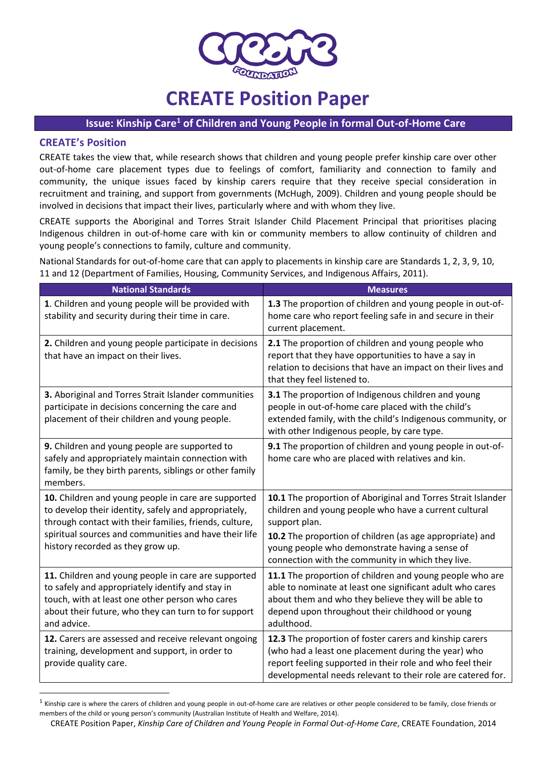# CREATE Position Paper

## Issue: Kinship Care[1] of Children and Young People in formal Out-of-Home Care

### CREATE's Position

CREATE takes the view that, while research shows that children and young people prefer kinship care over other out-of-home care placement types due to feelings of comfort, familiarity and connection to family and community, the unique issues faced by kinship carers require that they receive special consideration in recruitment and training, and support from governments (McHugh, 2009). Children and young people should be involved in decisions that impact their lives, particularly where and with whom they live.

CREATE supports the Aboriginal and Torres Strait Islander Child Placement Principal that prioritises placing Indigenous children in out-of-home care with kin or community members to allow continuity of children and young people's connections to family, culture and community.

National Standards for out-of-home care that can apply to placements in kinship care are Standards 1, 2, 3, 9, 10, 11 and 12 (Department of Families, Housing, Community Services, and Indigenous Affairs, 2011).

| National Standards | Measures |
| --- | --- |
| **1**. Children and young people will be provided with stability and security during their time in care. | **1.3** The proportion of children and young people in out-of-home care who report feeling safe in and secure in their current placement. |
| **2.** Children and young people participate in decisions that have an impact on their lives. | **2.1** The proportion of children and young people who report that they have opportunities to have a say in relation to decisions that have an impact on their lives and that they feel listened to. |
| **3.** Aboriginal and Torres Strait Islander communities participate in decisions concerning the care and placement of their children and young people. | **3.1** The proportion of Indigenous children and young people in out-of-home care placed with the child's extended family, with the child's Indigenous community, or with other Indigenous people, by care type. |
| **9.** Children and young people are supported to safely and appropriately maintain connection with family, be they birth parents, siblings or other family members. | **9.1** The proportion of children and young people in out-of-home care who are placed with relatives and kin. |
| **10.** Children and young people in care are supported to develop their identity, safely and appropriately, through contact with their families, friends, culture, spiritual sources and communities and have their life history recorded as they grow up. | **10.1** The proportion of Aboriginal and Torres Strait Islander children and young people who have a current cultural support plan.<br>**10.2** The proportion of children (as age appropriate) and young people who demonstrate having a sense of connection with the community in which they live. |
| **11.** Children and young people in care are supported to safely and appropriately identify and stay in touch, with at least one other person who cares about their future, who they can turn to for support and advice. | **11.1** The proportion of children and young people who are able to nominate at least one significant adult who cares about them and who they believe they will be able to depend upon throughout their childhood or young adulthood. |
| **12.** Carers are assessed and receive relevant ongoing training, development and support, in order to provide quality care. | **12.3** The proportion of foster carers and kinship carers (who had a least one placement during the year) who report feeling supported in their role and who feel their developmental needs relevant to their role are catered for. |

[1] Kinship care is where the carers of children and young people in out-of-home care are relatives or other people considered to be family, close friends or members of the child or young person's community (Australian Institute of Health and Welfare, 2014).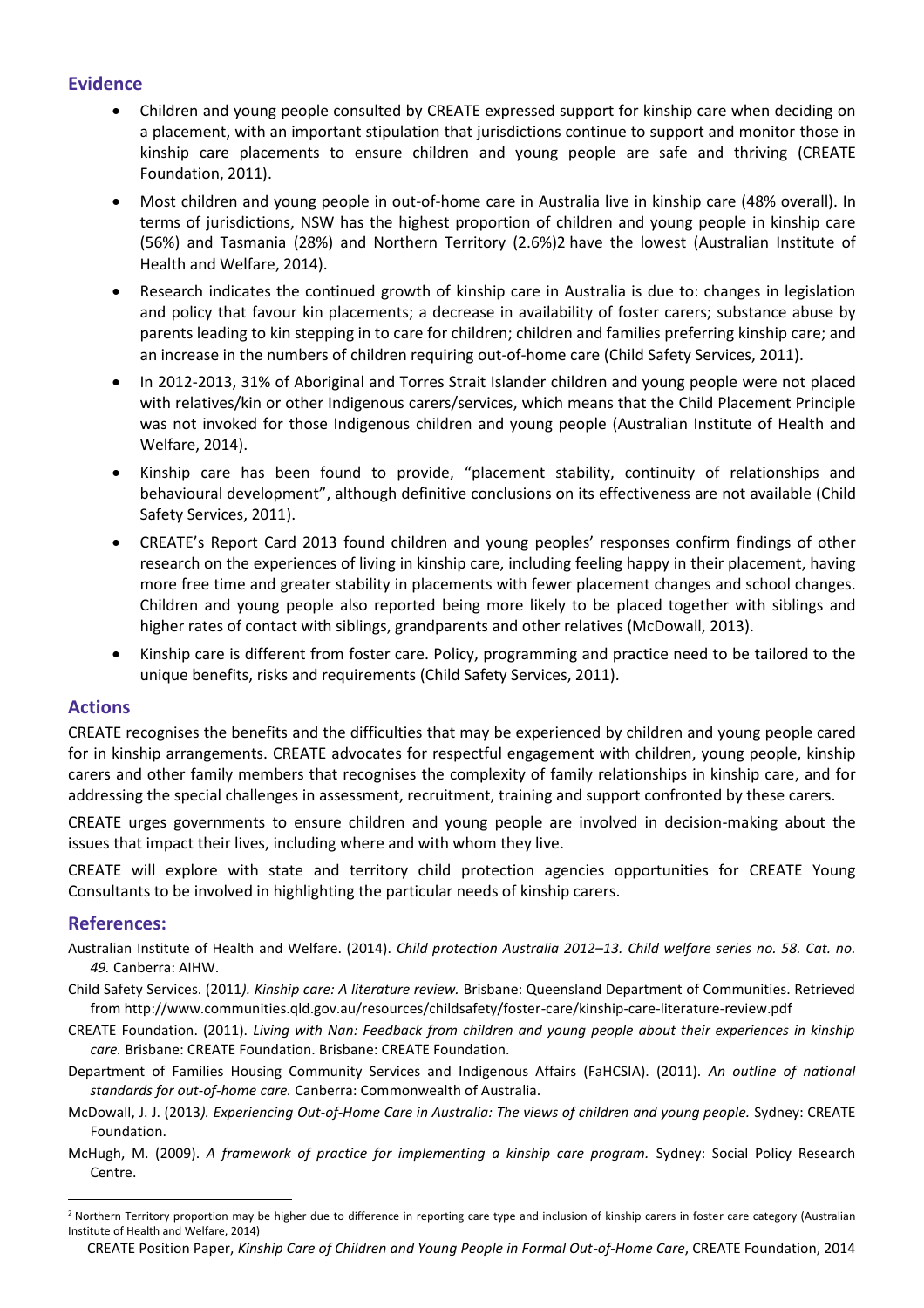## Evidence

- Children and young people consulted by CREATE expressed support for kinship care when deciding on a placement, with an important stipulation that jurisdictions continue to support and monitor those in kinship care placements to ensure children and young people are safe and thriving (CREATE Foundation, 2011).
- Most children and young people in out-of-home care in Australia live in kinship care (48% overall). In terms of jurisdictions, NSW has the highest proportion of children and young people in kinship care (56%) and Tasmania (28%) and Northern Territory (2.6%)[2] have the lowest (Australian Institute of Health and Welfare, 2014).
- Research indicates the continued growth of kinship care in Australia is due to: changes in legislation and policy that favour kin placements; a decrease in availability of foster carers; substance abuse by parents leading to kin stepping in to care for children; children and families preferring kinship care; and an increase in the numbers of children requiring out-of-home care (Child Safety Services, 2011).
- In 2012-2013, 31% of Aboriginal and Torres Strait Islander children and young people were not placed with relatives/kin or other Indigenous carers/services, which means that the Child Placement Principle was not invoked for those Indigenous children and young people (Australian Institute of Health and Welfare, 2014).
- Kinship care has been found to provide, "placement stability, continuity of relationships and behavioural development", although definitive conclusions on its effectiveness are not available (Child Safety Services, 2011).
- CREATE's Report Card 2013 found children and young peoples' responses confirm findings of other research on the experiences of living in kinship care, including feeling happy in their placement, having more free time and greater stability in placements with fewer placement changes and school changes. Children and young people also reported being more likely to be placed together with siblings and higher rates of contact with siblings, grandparents and other relatives (McDowall, 2013).
- Kinship care is different from foster care. Policy, programming and practice need to be tailored to the unique benefits, risks and requirements (Child Safety Services, 2011).

## Actions

CREATE recognises the benefits and the difficulties that may be experienced by children and young people cared for in kinship arrangements. CREATE advocates for respectful engagement with children, young people, kinship carers and other family members that recognises the complexity of family relationships in kinship care, and for addressing the special challenges in assessment, recruitment, training and support confronted by these carers.

CREATE urges governments to ensure children and young people are involved in decision-making about the issues that impact their lives, including where and with whom they live.

CREATE will explore with state and territory child protection agencies opportunities for CREATE Young Consultants to be involved in highlighting the particular needs of kinship carers.

## References:

Australian Institute of Health and Welfare. (2014). *Child protection Australia 2012–13. Child welfare series no. 58. Cat. no. 49.* Canberra: AIHW.

Child Safety Services. (2011*). Kinship care: A literature review.* Brisbane: Queensland Department of Communities. Retrieved from http://www.communities.qld.gov.au/resources/childsafety/foster-care/kinship-care-literature-review.pdf

CREATE Foundation. (2011). *Living with Nan: Feedback from children and young people about their experiences in kinship care.* Brisbane: CREATE Foundation. Brisbane: CREATE Foundation.

Department of Families Housing Community Services and Indigenous Affairs (FaHCSIA). (2011). *An outline of national standards for out-of-home care.* Canberra: Commonwealth of Australia.

McDowall, J. J. (2013*). Experiencing Out-of-Home Care in Australia: The views of children and young people.* Sydney: CREATE Foundation.

McHugh, M. (2009). *A framework of practice for implementing a kinship care program.* Sydney: Social Policy Research Centre.

[2] Northern Territory proportion may be higher due to difference in reporting care type and inclusion of kinship carers in foster care category (Australian Institute of Health and Welfare, 2014)